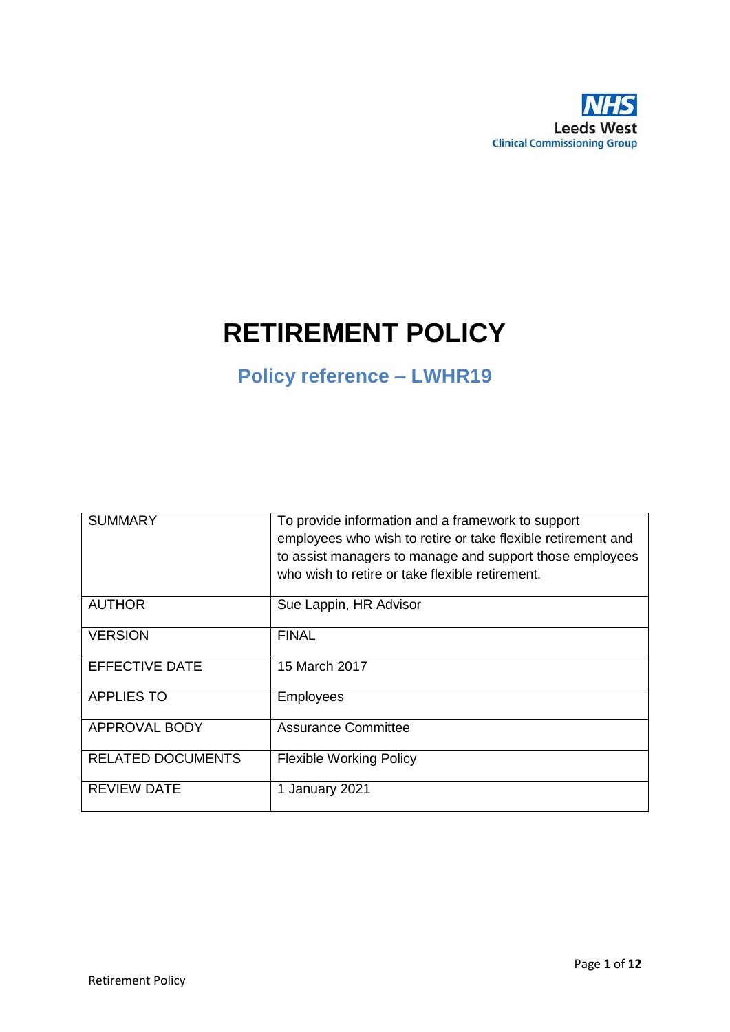NHS
Leeds West
Clinical Commissioning Group

# RETIREMENT POLICY

## Policy reference – LWHR19

| SUMMARY | To provide information and a framework to support employees who wish to retire or take flexible retirement and to assist managers to manage and support those employees who wish to retire or take flexible retirement. |
|---|---|
| AUTHOR | Sue Lappin, HR Advisor |
| VERSION | FINAL |
| EFFECTIVE DATE | 15 March 2017 |
| APPLIES TO | Employees |
| APPROVAL BODY | Assurance Committee |
| RELATED DOCUMENTS | Flexible Working Policy |
| REVIEW DATE | 1 January 2021 |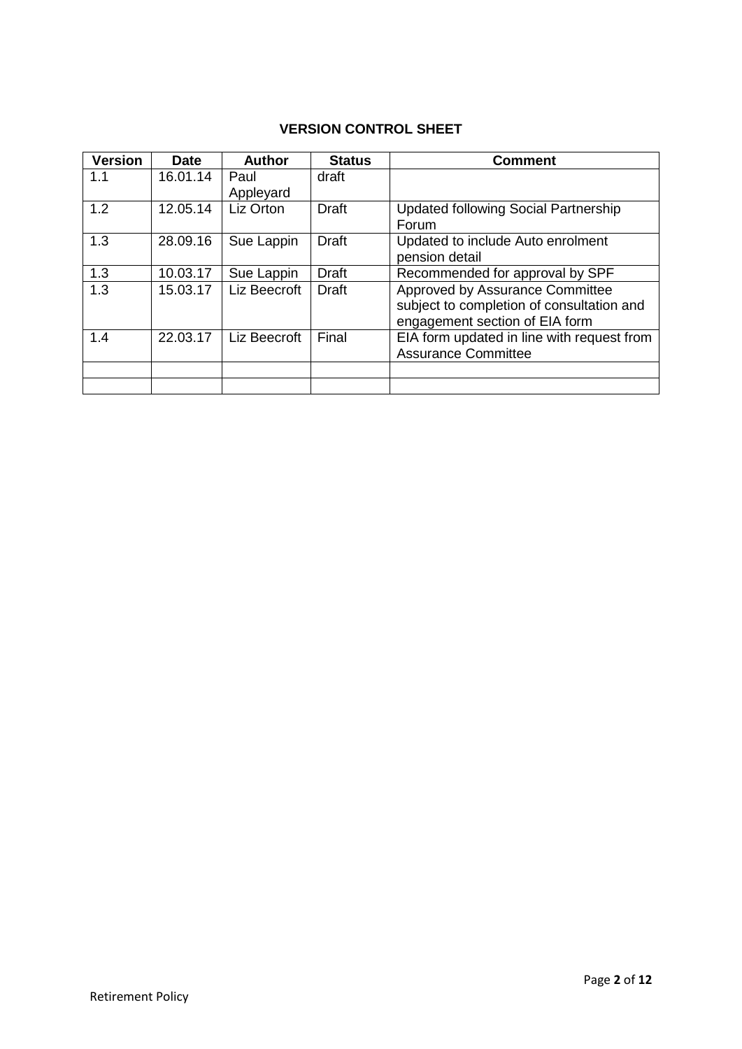**VERSION CONTROL SHEET**

| Version | Date | Author | Status | Comment |
|---|---|---|---|---|
| 1.1 | 16.01.14 | Paul Appleyard | draft | |
| 1.2 | 12.05.14 | Liz Orton | Draft | Updated following Social Partnership Forum |
| 1.3 | 28.09.16 | Sue Lappin | Draft | Updated to include Auto enrolment pension detail |
| 1.3 | 10.03.17 | Sue Lappin | Draft | Recommended for approval by SPF |
| 1.3 | 15.03.17 | Liz Beecroft | Draft | Approved by Assurance Committee subject to completion of consultation and engagement section of EIA form |
| 1.4 | 22.03.17 | Liz Beecroft | Final | EIA form updated in line with request from Assurance Committee |
| | | | | |
| | | | | |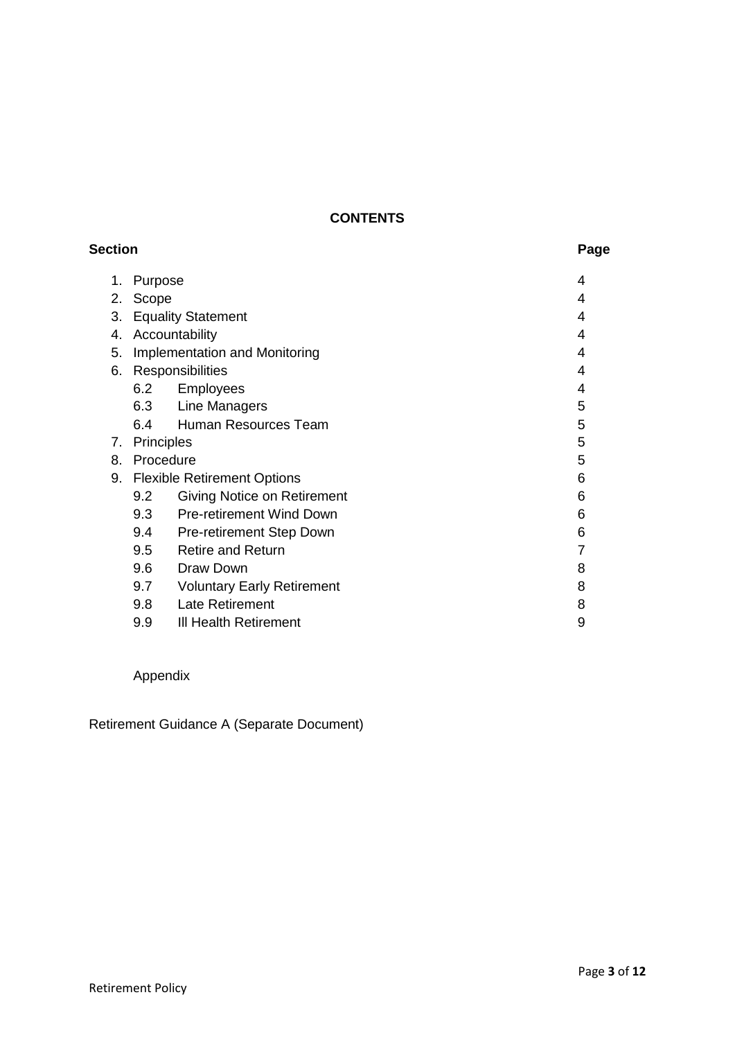## CONTENTS

| Section | Page |
|---|---|
| 1. Purpose | 4 |
| 2. Scope | 4 |
| 3. Equality Statement | 4 |
| 4. Accountability | 4 |
| 5. Implementation and Monitoring | 4 |
| 6. Responsibilities | 4 |
| 6.2 Employees | 4 |
| 6.3 Line Managers | 5 |
| 6.4 Human Resources Team | 5 |
| 7. Principles | 5 |
| 8. Procedure | 5 |
| 9. Flexible Retirement Options | 6 |
| 9.2 Giving Notice on Retirement | 6 |
| 9.3 Pre-retirement Wind Down | 6 |
| 9.4 Pre-retirement Step Down | 6 |
| 9.5 Retire and Return | 7 |
| 9.6 Draw Down | 8 |
| 9.7 Voluntary Early Retirement | 8 |
| 9.8 Late Retirement | 8 |
| 9.9 Ill Health Retirement | 9 |

Appendix

Retirement Guidance A (Separate Document)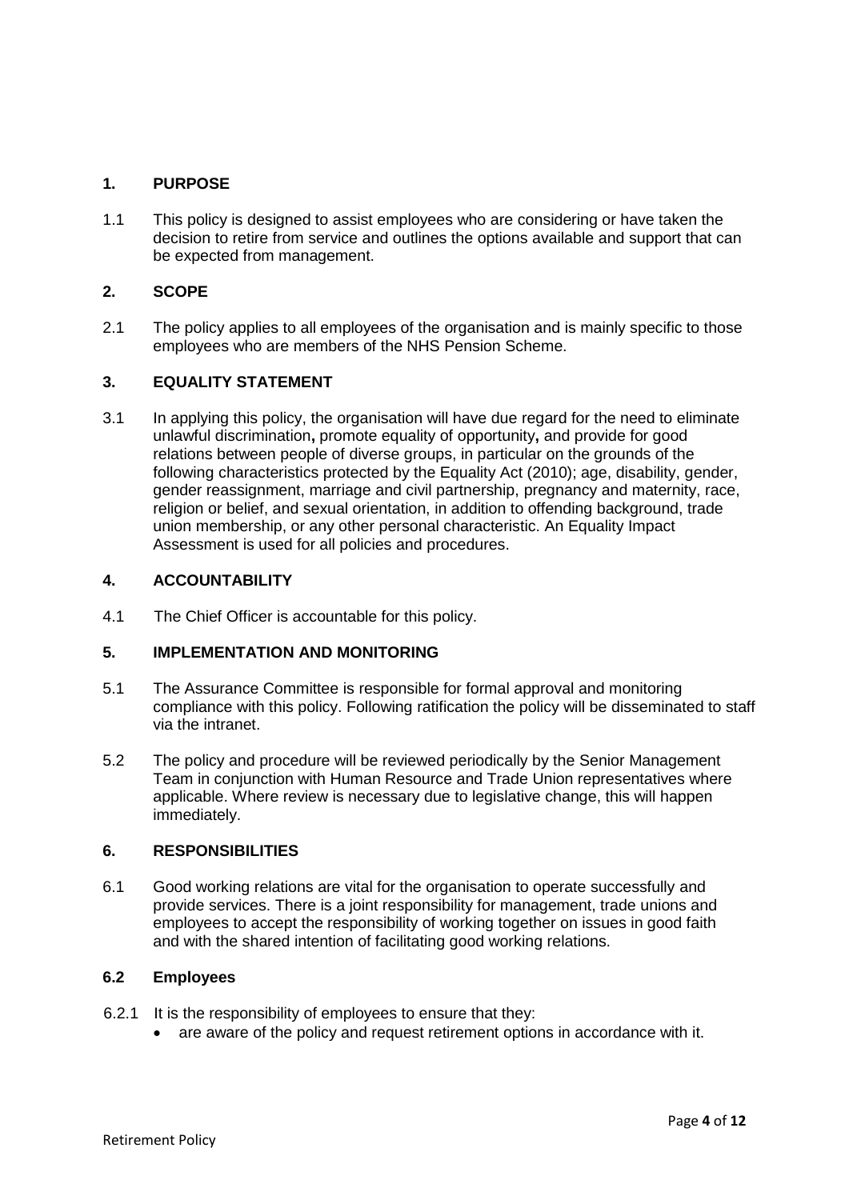## 1. PURPOSE

1.1 This policy is designed to assist employees who are considering or have taken the decision to retire from service and outlines the options available and support that can be expected from management.

## 2. SCOPE

2.1 The policy applies to all employees of the organisation and is mainly specific to those employees who are members of the NHS Pension Scheme.

## 3. EQUALITY STATEMENT

3.1 In applying this policy, the organisation will have due regard for the need to eliminate unlawful discrimination**,** promote equality of opportunity**,** and provide for good relations between people of diverse groups, in particular on the grounds of the following characteristics protected by the Equality Act (2010); age, disability, gender, gender reassignment, marriage and civil partnership, pregnancy and maternity, race, religion or belief, and sexual orientation, in addition to offending background, trade union membership, or any other personal characteristic. An Equality Impact Assessment is used for all policies and procedures.

## 4. ACCOUNTABILITY

4.1 The Chief Officer is accountable for this policy.

## 5. IMPLEMENTATION AND MONITORING

5.1 The Assurance Committee is responsible for formal approval and monitoring compliance with this policy. Following ratification the policy will be disseminated to staff via the intranet.

5.2 The policy and procedure will be reviewed periodically by the Senior Management Team in conjunction with Human Resource and Trade Union representatives where applicable. Where review is necessary due to legislative change, this will happen immediately.

## 6. RESPONSIBILITIES

6.1 Good working relations are vital for the organisation to operate successfully and provide services. There is a joint responsibility for management, trade unions and employees to accept the responsibility of working together on issues in good faith and with the shared intention of facilitating good working relations.

### 6.2 Employees

6.2.1 It is the responsibility of employees to ensure that they:

- are aware of the policy and request retirement options in accordance with it.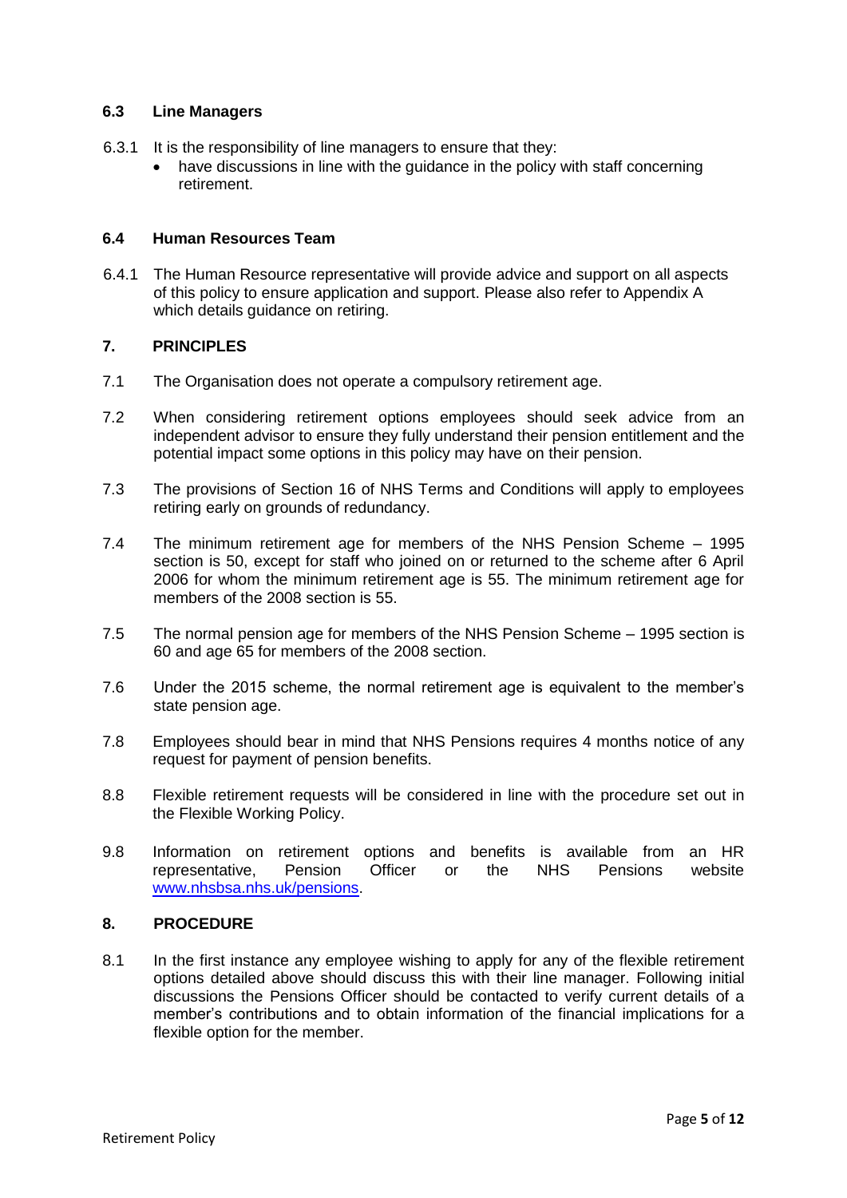### 6.3 Line Managers

6.3.1 It is the responsibility of line managers to ensure that they:

- have discussions in line with the guidance in the policy with staff concerning retirement.

### 6.4 Human Resources Team

6.4.1 The Human Resource representative will provide advice and support on all aspects of this policy to ensure application and support. Please also refer to Appendix A which details guidance on retiring.

## 7. PRINCIPLES

7.1 The Organisation does not operate a compulsory retirement age.

7.2 When considering retirement options employees should seek advice from an independent advisor to ensure they fully understand their pension entitlement and the potential impact some options in this policy may have on their pension.

7.3 The provisions of Section 16 of NHS Terms and Conditions will apply to employees retiring early on grounds of redundancy.

7.4 The minimum retirement age for members of the NHS Pension Scheme – 1995 section is 50, except for staff who joined on or returned to the scheme after 6 April 2006 for whom the minimum retirement age is 55. The minimum retirement age for members of the 2008 section is 55.

7.5 The normal pension age for members of the NHS Pension Scheme – 1995 section is 60 and age 65 for members of the 2008 section.

7.6 Under the 2015 scheme, the normal retirement age is equivalent to the member's state pension age.

7.8 Employees should bear in mind that NHS Pensions requires 4 months notice of any request for payment of pension benefits.

8.8 Flexible retirement requests will be considered in line with the procedure set out in the Flexible Working Policy.

9.8 Information on retirement options and benefits is available from an HR representative, Pension Officer or the NHS Pensions website [www.nhsbsa.nhs.uk/pensions](http://www.nhsbsa.nhs.uk/pensions).

## 8. PROCEDURE

8.1 In the first instance any employee wishing to apply for any of the flexible retirement options detailed above should discuss this with their line manager. Following initial discussions the Pensions Officer should be contacted to verify current details of a member's contributions and to obtain information of the financial implications for a flexible option for the member.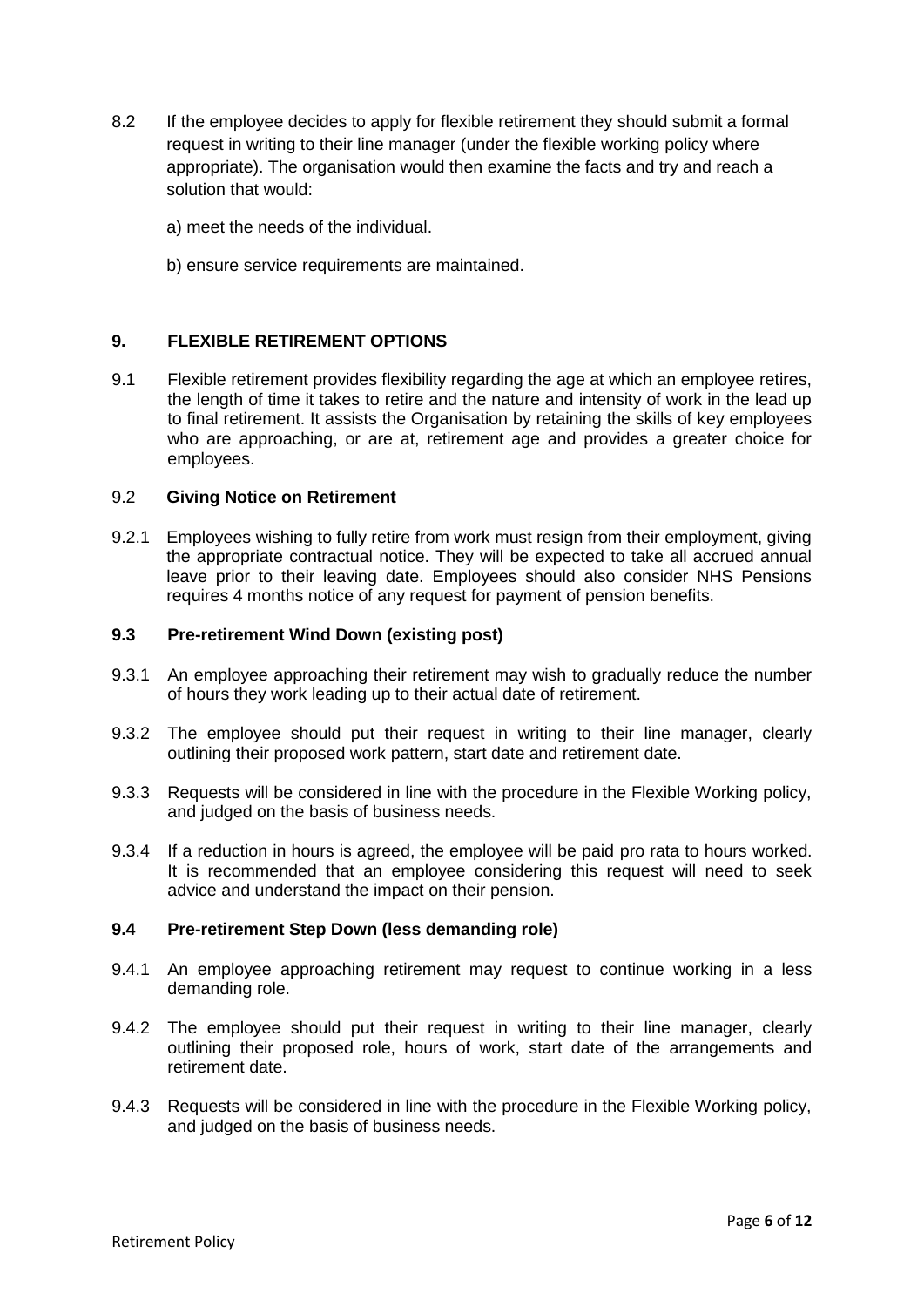8.2 If the employee decides to apply for flexible retirement they should submit a formal request in writing to their line manager (under the flexible working policy where appropriate). The organisation would then examine the facts and try and reach a solution that would:

a) meet the needs of the individual.

b) ensure service requirements are maintained.

## 9. FLEXIBLE RETIREMENT OPTIONS

9.1 Flexible retirement provides flexibility regarding the age at which an employee retires, the length of time it takes to retire and the nature and intensity of work in the lead up to final retirement. It assists the Organisation by retaining the skills of key employees who are approaching, or are at, retirement age and provides a greater choice for employees.

### 9.2 Giving Notice on Retirement

9.2.1 Employees wishing to fully retire from work must resign from their employment, giving the appropriate contractual notice. They will be expected to take all accrued annual leave prior to their leaving date. Employees should also consider NHS Pensions requires 4 months notice of any request for payment of pension benefits.

### 9.3 Pre-retirement Wind Down (existing post)

9.3.1 An employee approaching their retirement may wish to gradually reduce the number of hours they work leading up to their actual date of retirement.

9.3.2 The employee should put their request in writing to their line manager, clearly outlining their proposed work pattern, start date and retirement date.

9.3.3 Requests will be considered in line with the procedure in the Flexible Working policy, and judged on the basis of business needs.

9.3.4 If a reduction in hours is agreed, the employee will be paid pro rata to hours worked. It is recommended that an employee considering this request will need to seek advice and understand the impact on their pension.

### 9.4 Pre-retirement Step Down (less demanding role)

9.4.1 An employee approaching retirement may request to continue working in a less demanding role.

9.4.2 The employee should put their request in writing to their line manager, clearly outlining their proposed role, hours of work, start date of the arrangements and retirement date.

9.4.3 Requests will be considered in line with the procedure in the Flexible Working policy, and judged on the basis of business needs.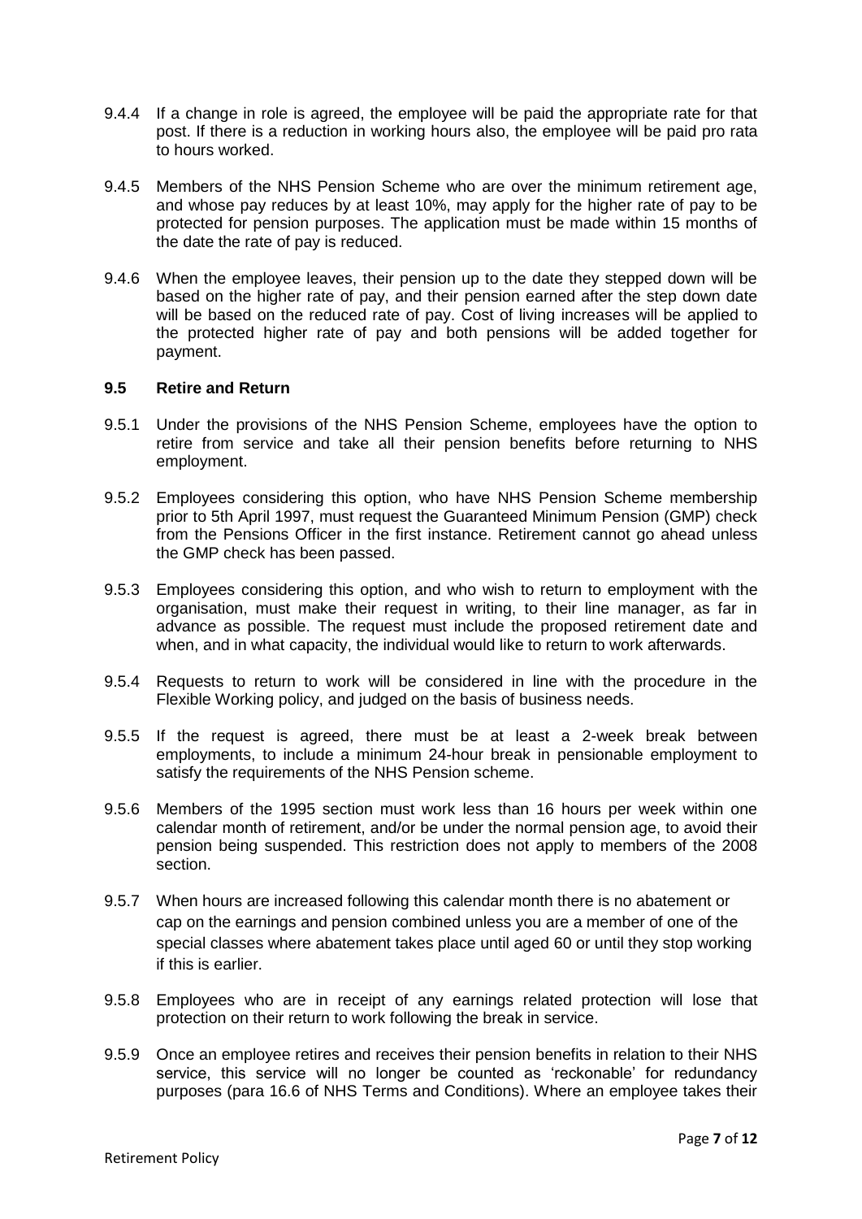9.4.4 If a change in role is agreed, the employee will be paid the appropriate rate for that post. If there is a reduction in working hours also, the employee will be paid pro rata to hours worked.

9.4.5 Members of the NHS Pension Scheme who are over the minimum retirement age, and whose pay reduces by at least 10%, may apply for the higher rate of pay to be protected for pension purposes. The application must be made within 15 months of the date the rate of pay is reduced.

9.4.6 When the employee leaves, their pension up to the date they stepped down will be based on the higher rate of pay, and their pension earned after the step down date will be based on the reduced rate of pay. Cost of living increases will be applied to the protected higher rate of pay and both pensions will be added together for payment.

### 9.5 Retire and Return

9.5.1 Under the provisions of the NHS Pension Scheme, employees have the option to retire from service and take all their pension benefits before returning to NHS employment.

9.5.2 Employees considering this option, who have NHS Pension Scheme membership prior to 5th April 1997, must request the Guaranteed Minimum Pension (GMP) check from the Pensions Officer in the first instance. Retirement cannot go ahead unless the GMP check has been passed.

9.5.3 Employees considering this option, and who wish to return to employment with the organisation, must make their request in writing, to their line manager, as far in advance as possible. The request must include the proposed retirement date and when, and in what capacity, the individual would like to return to work afterwards.

9.5.4 Requests to return to work will be considered in line with the procedure in the Flexible Working policy, and judged on the basis of business needs.

9.5.5 If the request is agreed, there must be at least a 2-week break between employments, to include a minimum 24-hour break in pensionable employment to satisfy the requirements of the NHS Pension scheme.

9.5.6 Members of the 1995 section must work less than 16 hours per week within one calendar month of retirement, and/or be under the normal pension age, to avoid their pension being suspended. This restriction does not apply to members of the 2008 section.

9.5.7 When hours are increased following this calendar month there is no abatement or cap on the earnings and pension combined unless you are a member of one of the special classes where abatement takes place until aged 60 or until they stop working if this is earlier.

9.5.8 Employees who are in receipt of any earnings related protection will lose that protection on their return to work following the break in service.

9.5.9 Once an employee retires and receives their pension benefits in relation to their NHS service, this service will no longer be counted as 'reckonable' for redundancy purposes (para 16.6 of NHS Terms and Conditions). Where an employee takes their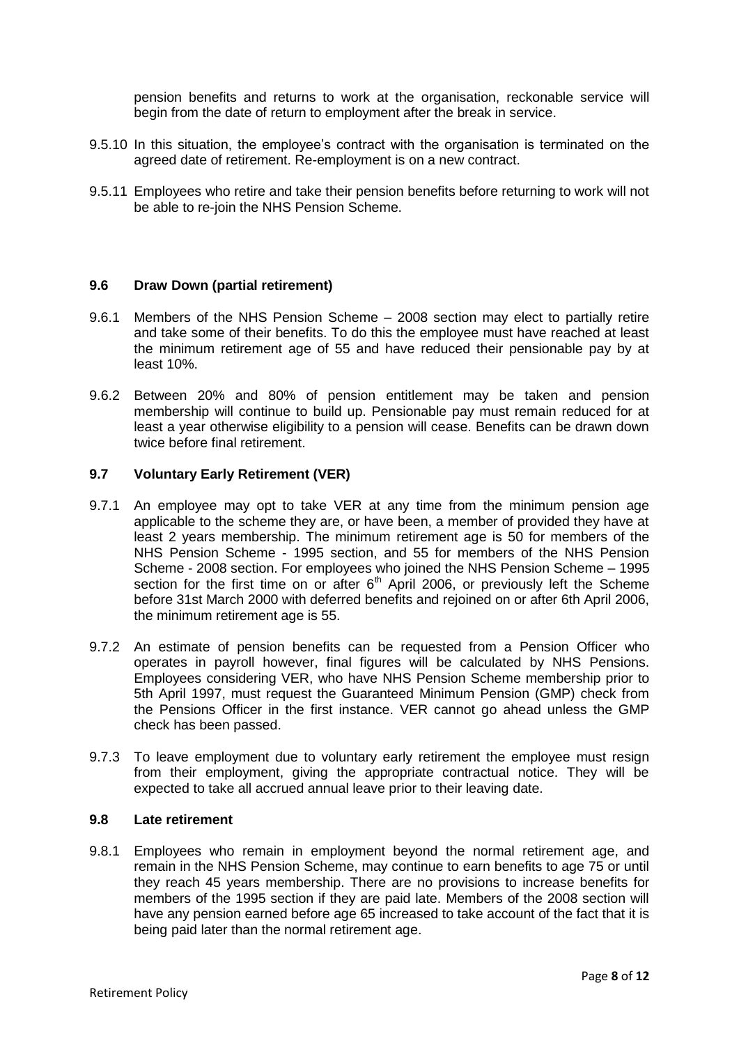pension benefits and returns to work at the organisation, reckonable service will begin from the date of return to employment after the break in service.

9.5.10 In this situation, the employee's contract with the organisation is terminated on the agreed date of retirement. Re-employment is on a new contract.

9.5.11 Employees who retire and take their pension benefits before returning to work will not be able to re-join the NHS Pension Scheme.

### 9.6 Draw Down (partial retirement)

9.6.1 Members of the NHS Pension Scheme – 2008 section may elect to partially retire and take some of their benefits. To do this the employee must have reached at least the minimum retirement age of 55 and have reduced their pensionable pay by at least 10%.

9.6.2 Between 20% and 80% of pension entitlement may be taken and pension membership will continue to build up. Pensionable pay must remain reduced for at least a year otherwise eligibility to a pension will cease. Benefits can be drawn down twice before final retirement.

### 9.7 Voluntary Early Retirement (VER)

9.7.1 An employee may opt to take VER at any time from the minimum pension age applicable to the scheme they are, or have been, a member of provided they have at least 2 years membership. The minimum retirement age is 50 for members of the NHS Pension Scheme - 1995 section, and 55 for members of the NHS Pension Scheme - 2008 section. For employees who joined the NHS Pension Scheme – 1995 section for the first time on or after 6th April 2006, or previously left the Scheme before 31st March 2000 with deferred benefits and rejoined on or after 6th April 2006, the minimum retirement age is 55.

9.7.2 An estimate of pension benefits can be requested from a Pension Officer who operates in payroll however, final figures will be calculated by NHS Pensions. Employees considering VER, who have NHS Pension Scheme membership prior to 5th April 1997, must request the Guaranteed Minimum Pension (GMP) check from the Pensions Officer in the first instance. VER cannot go ahead unless the GMP check has been passed.

9.7.3 To leave employment due to voluntary early retirement the employee must resign from their employment, giving the appropriate contractual notice. They will be expected to take all accrued annual leave prior to their leaving date.

### 9.8 Late retirement

9.8.1 Employees who remain in employment beyond the normal retirement age, and remain in the NHS Pension Scheme, may continue to earn benefits to age 75 or until they reach 45 years membership. There are no provisions to increase benefits for members of the 1995 section if they are paid late. Members of the 2008 section will have any pension earned before age 65 increased to take account of the fact that it is being paid later than the normal retirement age.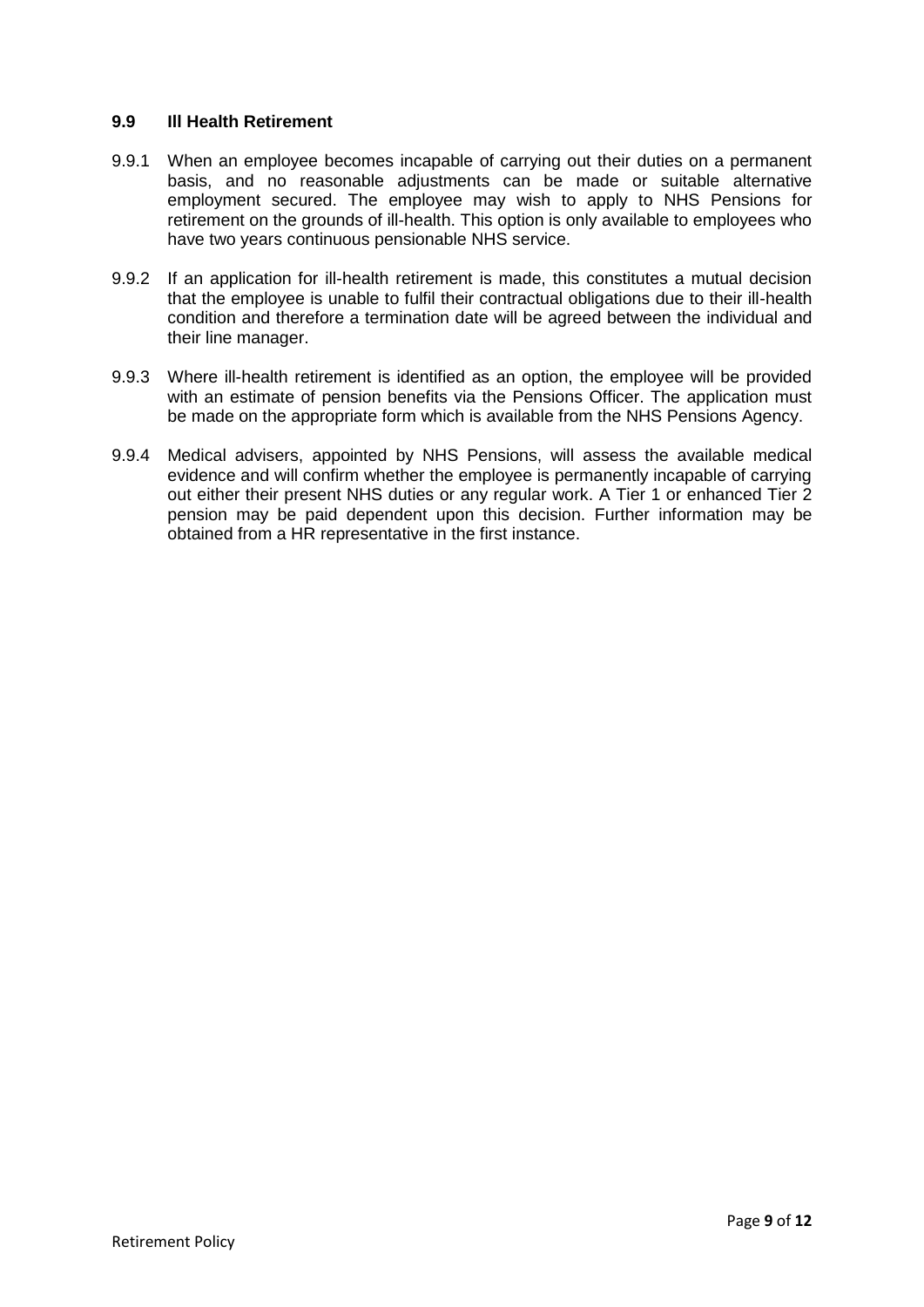### 9.9 Ill Health Retirement

9.9.1 When an employee becomes incapable of carrying out their duties on a permanent basis, and no reasonable adjustments can be made or suitable alternative employment secured. The employee may wish to apply to NHS Pensions for retirement on the grounds of ill-health. This option is only available to employees who have two years continuous pensionable NHS service.

9.9.2 If an application for ill-health retirement is made, this constitutes a mutual decision that the employee is unable to fulfil their contractual obligations due to their ill-health condition and therefore a termination date will be agreed between the individual and their line manager.

9.9.3 Where ill-health retirement is identified as an option, the employee will be provided with an estimate of pension benefits via the Pensions Officer. The application must be made on the appropriate form which is available from the NHS Pensions Agency.

9.9.4 Medical advisers, appointed by NHS Pensions, will assess the available medical evidence and will confirm whether the employee is permanently incapable of carrying out either their present NHS duties or any regular work. A Tier 1 or enhanced Tier 2 pension may be paid dependent upon this decision. Further information may be obtained from a HR representative in the first instance.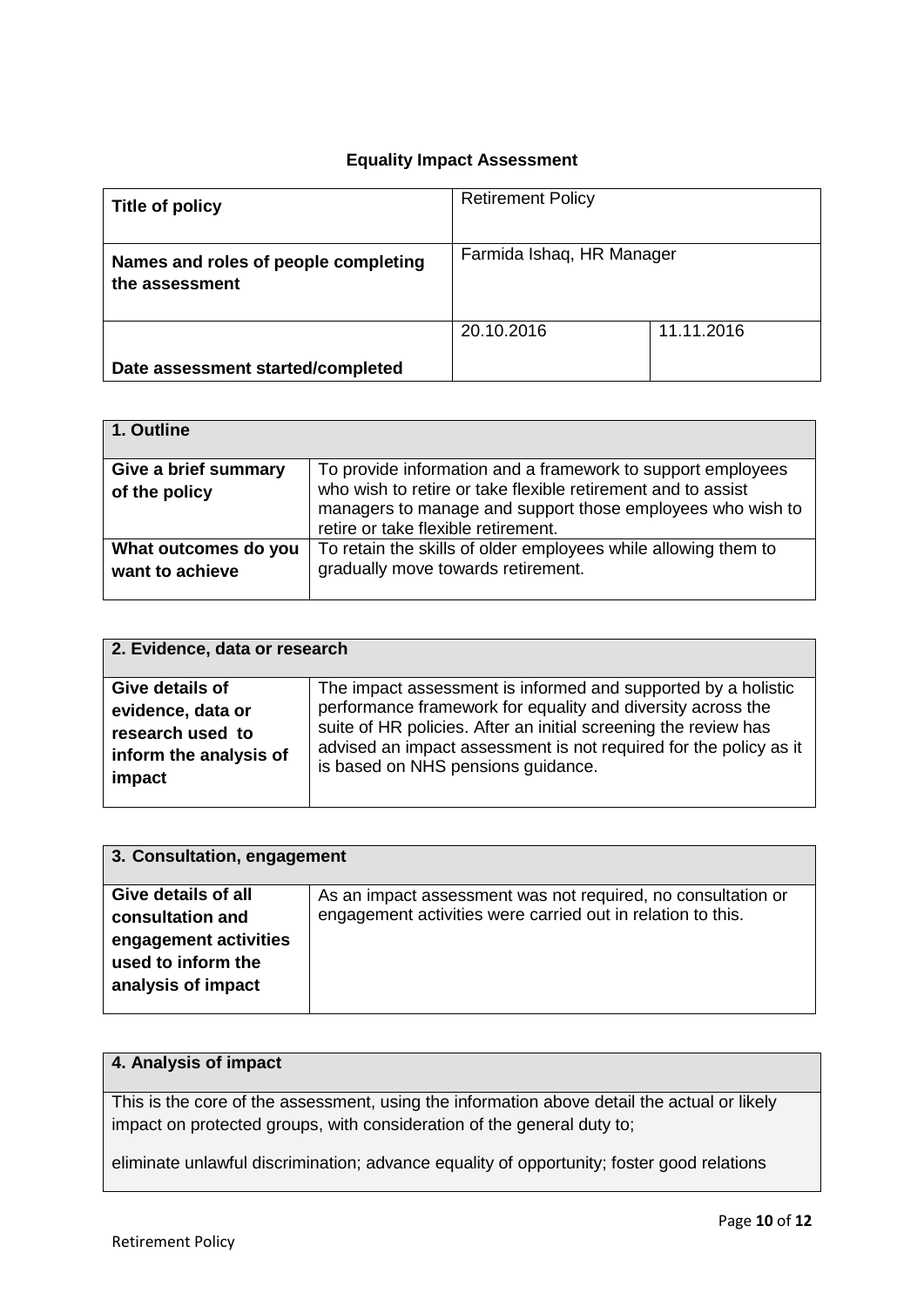## Equality Impact Assessment

| Title of policy | Retirement Policy | |
|---|---|---|
| Names and roles of people completing the assessment | Farmida Ishaq, HR Manager | |
| Date assessment started/completed | 20.10.2016 | 11.11.2016 |

| 1. Outline | |
|---|---|
| Give a brief summary of the policy | To provide information and a framework to support employees who wish to retire or take flexible retirement and to assist managers to manage and support those employees who wish to retire or take flexible retirement. |
| What outcomes do you want to achieve | To retain the skills of older employees while allowing them to gradually move towards retirement. |

| 2. Evidence, data or research | |
|---|---|
| Give details of evidence, data or research used to inform the analysis of impact | The impact assessment is informed and supported by a holistic performance framework for equality and diversity across the suite of HR policies. After an initial screening the review has advised an impact assessment is not required for the policy as it is based on NHS pensions guidance. |

| 3. Consultation, engagement | |
|---|---|
| Give details of all consultation and engagement activities used to inform the analysis of impact | As an impact assessment was not required, no consultation or engagement activities were carried out in relation to this. |

| 4. Analysis of impact |
|---|
| This is the core of the assessment, using the information above detail the actual or likely impact on protected groups, with consideration of the general duty to;<br><br>eliminate unlawful discrimination; advance equality of opportunity; foster good relations |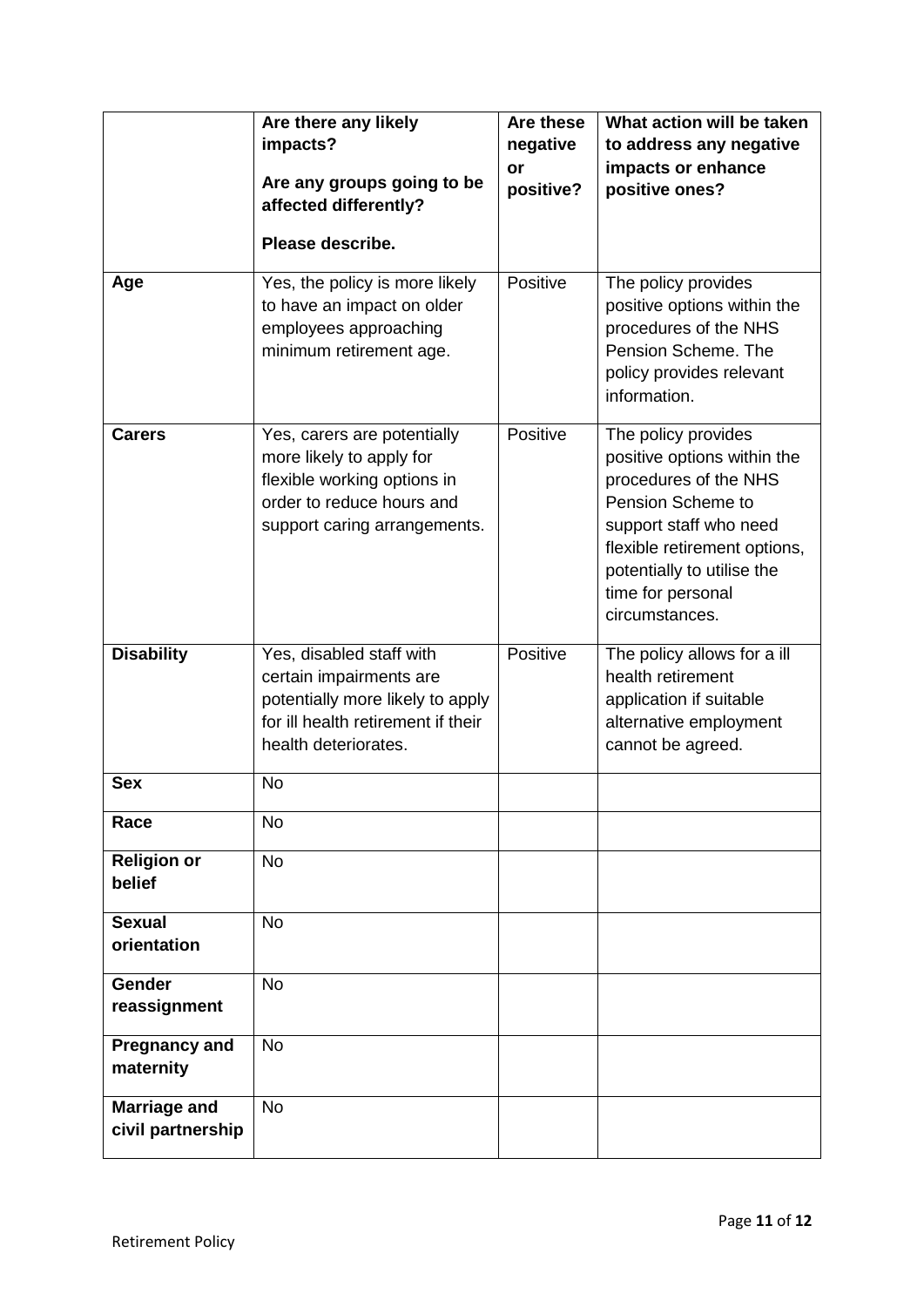| | Are there any likely impacts?<br><br>Are any groups going to be affected differently?<br><br>Please describe. | Are these negative or positive? | What action will be taken to address any negative impacts or enhance positive ones? |
|---|---|---|---|
| **Age** | Yes, the policy is more likely to have an impact on older employees approaching minimum retirement age. | Positive | The policy provides positive options within the procedures of the NHS Pension Scheme. The policy provides relevant information. |
| **Carers** | Yes, carers are potentially more likely to apply for flexible working options in order to reduce hours and support caring arrangements. | Positive | The policy provides positive options within the procedures of the NHS Pension Scheme to support staff who need flexible retirement options, potentially to utilise the time for personal circumstances. |
| **Disability** | Yes, disabled staff with certain impairments are potentially more likely to apply for ill health retirement if their health deteriorates. | Positive | The policy allows for a ill health retirement application if suitable alternative employment cannot be agreed. |
| **Sex** | No | | |
| **Race** | No | | |
| **Religion or belief** | No | | |
| **Sexual orientation** | No | | |
| **Gender reassignment** | No | | |
| **Pregnancy and maternity** | No | | |
| **Marriage and civil partnership** | No | | |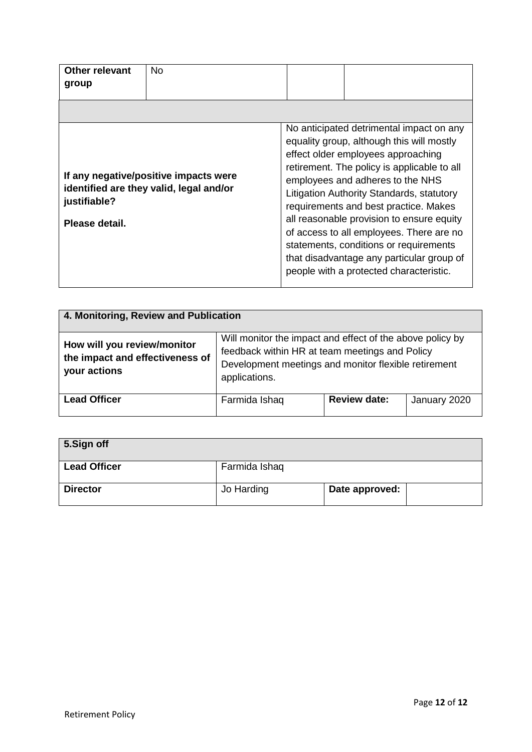| | | | |
|---|---|---|---|
| **Other relevant group** | No | | |
| | | | |
| **If any negative/positive impacts were identified are they valid, legal and/or justifiable?**<br><br>**Please detail.** | | No anticipated detrimental impact on any equality group, although this will mostly effect older employees approaching retirement. The policy is applicable to all employees and adheres to the NHS Litigation Authority Standards, statutory requirements and best practice. Makes all reasonable provision to ensure equity of access to all employees. There are no statements, conditions or requirements that disadvantage any particular group of people with a protected characteristic. | |

| **4. Monitoring, Review and Publication** | | | |
|---|---|---|---|
| **How will you review/monitor the impact and effectiveness of your actions** | Will monitor the impact and effect of the above policy by feedback within HR at team meetings and Policy Development meetings and monitor flexible retirement applications. | | |
| **Lead Officer** | Farmida Ishaq | **Review date:** | January 2020 |

| **5.Sign off** | | | |
|---|---|---|---|
| **Lead Officer** | Farmida Ishaq | | |
| **Director** | Jo Harding | **Date approved:** | |

Retirement Policy